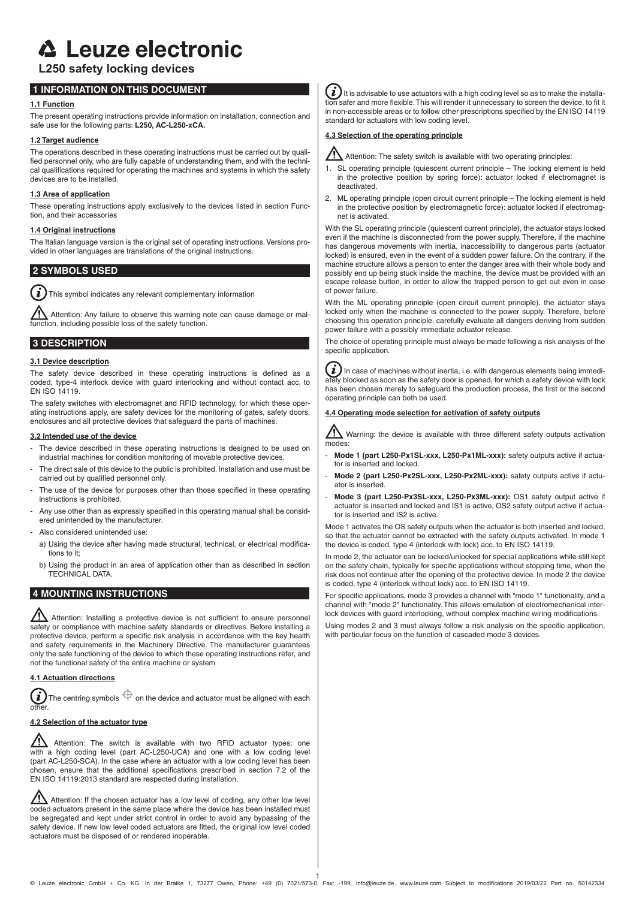# Leuze electronic

## L250 safety locking devices

## 1 INFORMATION ON THIS DOCUMENT

### 1.1 Function

The present operating instructions provide information on installation, connection and safe use for the following parts: **L250, AC-L250-xCA.**

### 1.2 Target audience

The operations described in these operating instructions must be carried out by qualified personnel only, who are fully capable of understanding them, and with the technical qualifications required for operating the machines and systems in which the safety devices are to be installed.

### 1.3 Area of application

These operating instructions apply exclusively to the devices listed in section Function, and their accessories

### 1.4 Original instructions

The Italian language version is the original set of operating instructions. Versions provided in other languages are translations of the original instructions.

## 2 SYMBOLS USED

This symbol indicates any relevant complementary information

Attention: Any failure to observe this warning note can cause damage or malfunction, including possible loss of the safety function.

## 3 DESCRIPTION

### 3.1 Device description

The safety device described in these operating instructions is defined as a coded, type-4 interlock device with guard interlocking and without contact acc. to EN ISO 14119.

The safety switches with electromagnet and RFID technology, for which these operating instructions apply, are safety devices for the monitoring of gates, safety doors, enclosures and all protective devices that safeguard the parts of machines.

### 3.2 Intended use of the device

- The device described in these operating instructions is designed to be used on industrial machines for condition monitoring of movable protective devices.
- The direct sale of this device to the public is prohibited. Installation and use must be carried out by qualified personnel only.
- The use of the device for purposes other than those specified in these operating instructions is prohibited.
- Any use other than as expressly specified in this operating manual shall be considered unintended by the manufacturer.
- Also considered unintended use:
  a) Using the device after having made structural, technical, or electrical modifications to it;
  b) Using the product in an area of application other than as described in section TECHNICAL DATA.

## 4 MOUNTING INSTRUCTIONS

Attention: Installing a protective device is not sufficient to ensure personnel safety or compliance with machine safety standards or directives. Before installing a protective device, perform a specific risk analysis in accordance with the key health and safety requirements in the Machinery Directive. The manufacturer guarantees only the safe functioning of the device to which these operating instructions refer, and not the functional safety of the entire machine or system

### 4.1 Actuation directions

The centring symbols ⌖ on the device and actuator must be aligned with each other.

### 4.2 Selection of the actuator type

Attention: The switch is available with two RFID actuator types: one with a high coding level (part AC-L250-UCA) and one with a low coding level (part AC-L250-SCA). In the case where an actuator with a low coding level has been chosen, ensure that the additional specifications prescribed in section 7.2 of the EN ISO 14119:2013 standard are respected during installation.

Attention: If the chosen actuator has a low level of coding, any other low level coded actuators present in the same place where the device has been installed must be segregated and kept under strict control in order to avoid any bypassing of the safety device. If new low level coded actuators are fitted, the original low level coded actuators must be disposed of or rendered inoperable.

It is advisable to use actuators with a high coding level so as to make the installation safer and more flexible. This will render it unnecessary to screen the device, to fit it in non-accessible areas or to follow other prescriptions specified by the EN ISO 14119 standard for actuators with low coding level.

### 4.3 Selection of the operating principle

Attention: The safety switch is available with two operating principles:

1. SL operating principle (quiescent current principle – The locking element is held in the protective position by spring force): actuator locked if electromagnet is deactivated.
2. ML operating principle (open circuit current principle – The locking element is held in the protective position by electromagnetic force): actuator locked if electromagnet is activated.

With the SL operating principle (quiescent current principle), the actuator stays locked even if the machine is disconnected from the power supply. Therefore, if the machine has dangerous movements with inertia, inaccessibility to dangerous parts (actuator locked) is ensured, even in the event of a sudden power failure. On the contrary, if the machine structure allows a person to enter the danger area with their whole body and possibly end up being stuck inside the machine, the device must be provided with an escape release button, in order to allow the trapped person to get out even in case of power failure.

With the ML operating principle (open circuit current principle), the actuator stays locked only when the machine is connected to the power supply. Therefore, before choosing this operation principle, carefully evaluate all dangers deriving from sudden power failure with a possibly immediate actuator release.

The choice of operating principle must always be made following a risk analysis of the specific application.

In case of machines without inertia, i.e. with dangerous elements being immediately blocked as soon as the safety door is opened, for which a safety device with lock has been chosen merely to safeguard the production process, the first or the second operating principle can both be used.

### 4.4 Operating mode selection for activation of safety outputs

Warning: the device is available with three different safety outputs activation modes:

- **Mode 1 (part L250-Px1SL-xxx, L250-Px1ML-xxx):** safety outputs active if actuator is inserted and locked.
- **Mode 2 (part L250-Px2SL-xxx, L250-Px2ML-xxx):** safety outputs active if actuator is inserted.
- **Mode 3 (part L250-Px3SL-xxx, L250-Px3ML-xxx):** OS1 safety output active if actuator is inserted and locked and IS1 is active, OS2 safety output active if actuator is inserted and IS2 is active.

Mode 1 activates the OS safety outputs when the actuator is both inserted and locked, so that the actuator cannot be extracted with the safety outputs activated. In mode 1 the device is coded, type 4 (interlock with lock) acc. to EN ISO 14119.

In mode 2, the actuator can be locked/unlocked for special applications while still kept on the safety chain, typically for specific applications without stopping time, when the risk does not continue after the opening of the protective device. In mode 2 the device is coded, type 4 (interlock without lock) acc. to EN ISO 14119.

For specific applications, mode 3 provides a channel with "mode 1" functionality, and a channel with "mode 2" functionality. This allows emulation of electromechanical interlock devices with guard interlocking, without complex machine wiring modifications.

Using modes 2 and 3 must always follow a risk analysis on the specific application, with particular focus on the function of cascaded mode 3 devices.

© Leuze electronic GmbH + Co. KG, In der Braike 1, 73277 Owen, Phone: +49 (0) 7021/573-0, Fax: -199, info@leuze.de, www.leuze.com Subject to modifications 2019/03/22 Part no. 50142334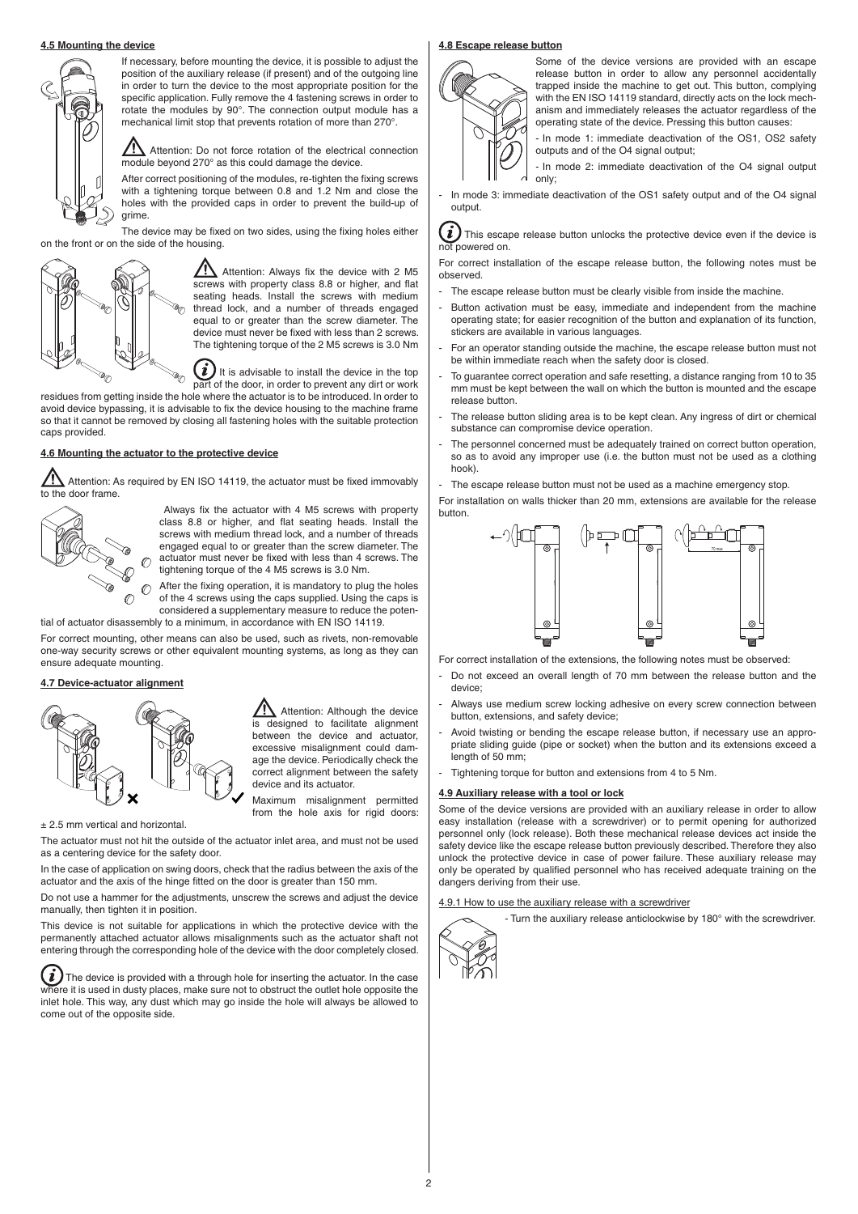#### 4.5 Mounting the device

If necessary, before mounting the device, it is possible to adjust the position of the auxiliary release (if present) and of the outgoing line in order to turn the device to the most appropriate position for the specific application. Fully remove the 4 fastening screws in order to rotate the modules by 90°. The connection output module has a mechanical limit stop that prevents rotation of more than 270°.

Attention: Do not force rotation of the electrical connection module beyond 270° as this could damage the device.

After correct positioning of the modules, re-tighten the fixing screws with a tightening torque between 0.8 and 1.2 Nm and close the holes with the provided caps in order to prevent the build-up of grime.

The device may be fixed on two sides, using the fixing holes either on the front or on the side of the housing.

Attention: Always fix the device with 2 M5 screws with property class 8.8 or higher, and flat seating heads. Install the screws with medium thread lock, and a number of threads engaged equal to or greater than the screw diameter. The device must never be fixed with less than 2 screws. The tightening torque of the 2 M5 screws is 3.0 Nm

It is advisable to install the device in the top part of the door, in order to prevent any dirt or work residues from getting inside the hole where the actuator is to be introduced. In order to avoid device bypassing, it is advisable to fix the device housing to the machine frame so that it cannot be removed by closing all fastening holes with the suitable protection caps provided.

#### 4.6 Mounting the actuator to the protective device

Attention: As required by EN ISO 14119, the actuator must be fixed immovably to the door frame.

Always fix the actuator with 4 M5 screws with property class 8.8 or higher, and flat seating heads. Install the screws with medium thread lock, and a number of threads engaged equal to or greater than the screw diameter. The actuator must never be fixed with less than 4 screws. The tightening torque of the 4 M5 screws is 3.0 Nm.

After the fixing operation, it is mandatory to plug the holes of the 4 screws using the caps supplied. Using the caps is considered a supplementary measure to reduce the potential of actuator disassembly to a minimum, in accordance with EN ISO 14119.

For correct mounting, other means can also be used, such as rivets, non-removable one-way security screws or other equivalent mounting systems, as long as they can ensure adequate mounting.

#### 4.7 Device-actuator alignment

Attention: Although the device is designed to facilitate alignment between the device and actuator, excessive misalignment could damage the device. Periodically check the correct alignment between the safety device and its actuator.

Maximum misalignment permitted from the hole axis for rigid doors: ± 2.5 mm vertical and horizontal.

The actuator must not hit the outside of the actuator inlet area, and must not be used as a centering device for the safety door.

In the case of application on swing doors, check that the radius between the axis of the actuator and the axis of the hinge fitted on the door is greater than 150 mm.

Do not use a hammer for the adjustments, unscrew the screws and adjust the device manually, then tighten it in position.

This device is not suitable for applications in which the protective device with the permanently attached actuator allows misalignments such as the actuator shaft not entering through the corresponding hole of the device with the door completely closed.

The device is provided with a through hole for inserting the actuator. In the case where it is used in dusty places, make sure not to obstruct the outlet hole opposite the inlet hole. This way, any dust which may go inside the hole will always be allowed to come out of the opposite side.

#### 4.8 Escape release button

Some of the device versions are provided with an escape release button in order to allow any personnel accidentally trapped inside the machine to get out. This button, complying with the EN ISO 14119 standard, directly acts on the lock mechanism and immediately releases the actuator regardless of the operating state of the device. Pressing this button causes:

- In mode 1: immediate deactivation of the OS1, OS2 safety outputs and of the O4 signal output;
- In mode 2: immediate deactivation of the O4 signal output only;
- In mode 3: immediate deactivation of the OS1 safety output and of the O4 signal output.

This escape release button unlocks the protective device even if the device is not powered on.

For correct installation of the escape release button, the following notes must be observed.

- The escape release button must be clearly visible from inside the machine.
- Button activation must be easy, immediate and independent from the machine operating state; for easier recognition of the button and explanation of its function, stickers are available in various languages.
- For an operator standing outside the machine, the escape release button must not be within immediate reach when the safety door is closed.
- To guarantee correct operation and safe resetting, a distance ranging from 10 to 35 mm must be kept between the wall on which the button is mounted and the escape release button.
- The release button sliding area is to be kept clean. Any ingress of dirt or chemical substance can compromise device operation.
- The personnel concerned must be adequately trained on correct button operation, so as to avoid any improper use (i.e. the button must not be used as a clothing hook).
- The escape release button must not be used as a machine emergency stop.

For installation on walls thicker than 20 mm, extensions are available for the release button.

For correct installation of the extensions, the following notes must be observed:

- Do not exceed an overall length of 70 mm between the release button and the device;
- Always use medium screw locking adhesive on every screw connection between button, extensions, and safety device;
- Avoid twisting or bending the escape release button, if necessary use an appropriate sliding guide (pipe or socket) when the button and its extensions exceed a length of 50 mm;
- Tightening torque for button and extensions from 4 to 5 Nm.

#### 4.9 Auxiliary release with a tool or lock

Some of the device versions are provided with an auxiliary release in order to allow easy installation (release with a screwdriver) or to permit opening for authorized personnel only (lock release). Both these mechanical release devices act inside the safety device like the escape release button previously described. Therefore they also unlock the protective device in case of power failure. These auxiliary release may only be operated by qualified personnel who has received adequate training on the dangers deriving from their use.

4.9.1 How to use the auxiliary release with a screwdriver

- Turn the auxiliary release anticlockwise by 180° with the screwdriver.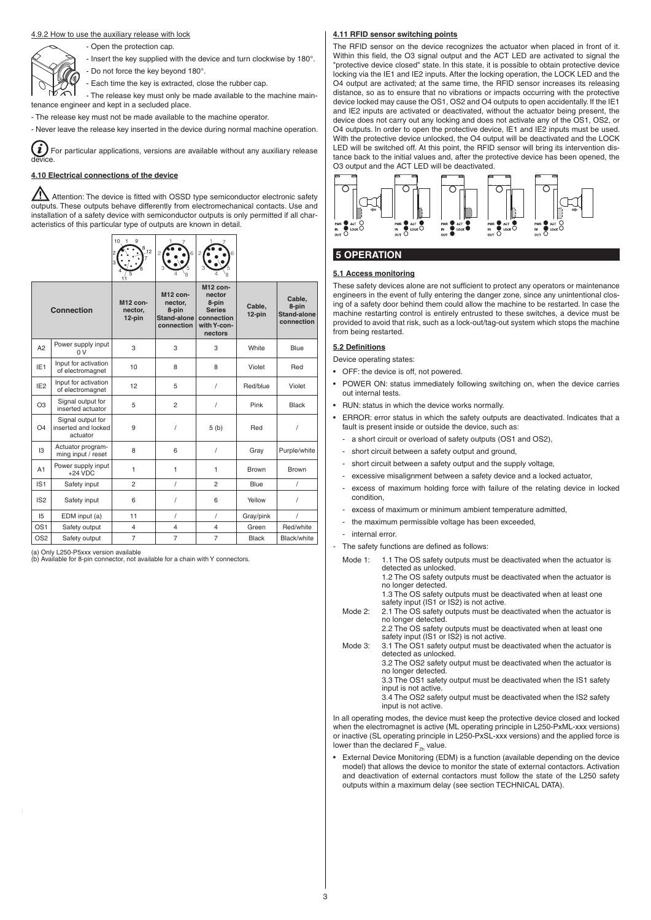#### 4.9.2 How to use the auxiliary release with lock

- Open the protection cap.
- Insert the key supplied with the device and turn clockwise by 180°.
- Do not force the key beyond 180°.
- Each time the key is extracted, close the rubber cap.
- The release key must only be made available to the machine maintenance engineer and kept in a secluded place.
- The release key must not be made available to the machine operator.
- Never leave the release key inserted in the device during normal machine operation.

For particular applications, versions are available without any auxiliary release device.

#### 4.10 Electrical connections of the device

Attention: The device is fitted with OSSD type semiconductor electronic safety outputs. These outputs behave differently from electromechanical contacts. Use and installation of a safety device with semiconductor outputs is only permitted if all characteristics of this particular type of outputs are known in detail.

| Connection | | M12 connector, 12-pin | M12 connector, 8-pin Stand-alone connection | M12 connector 8-pin Series connection with Y-connectors | Cable, 12-pin | Cable, 8-pin Stand-alone connection |
|---|---|---|---|---|---|---|
| A2 | Power supply input 0 V | 3 | 3 | 3 | White | Blue |
| IE1 | Input for activation of electromagnet | 10 | 8 | 8 | Violet | Red |
| IE2 | Input for activation of electromagnet | 12 | 5 | / | Red/blue | Violet |
| O3 | Signal output for inserted actuator | 5 | 2 | / | Pink | Black |
| O4 | Signal output for inserted and locked actuator | 9 | / | 5 (b) | Red | / |
| I3 | Actuator programming input / reset | 8 | 6 | / | Gray | Purple/white |
| A1 | Power supply input +24 VDC | 1 | 1 | 1 | Brown | Brown |
| IS1 | Safety input | 2 | / | 2 | Blue | / |
| IS2 | Safety input | 6 | / | 6 | Yellow | / |
| I5 | EDM input (a) | 11 | / | / | Gray/pink | / |
| OS1 | Safety output | 4 | 4 | 4 | Green | Red/white |
| OS2 | Safety output | 7 | 7 | 7 | Black | Black/white |

(a) Only L250-P5xxx version available
(b) Available for 8-pin connector, not available for a chain with Y connectors.

#### 4.11 RFID sensor switching points

The RFID sensor on the device recognizes the actuator when placed in front of it. Within this field, the O3 signal output and the ACT LED are activated to signal the "protective device closed" state. In this state, it is possible to obtain protective device locking via the IE1 and IE2 inputs. After the locking operation, the LOCK LED and the O4 output are activated; at the same time, the RFID sensor increases its releasing distance, so as to ensure that no vibrations or impacts occurring with the protective device locked may cause the OS1, OS2 and O4 outputs to open accidentally. If the IE1 and IE2 inputs are activated or deactivated, without the actuator being present, the device does not carry out any locking and does not activate any of the OS1, OS2, or O4 outputs. In order to open the protective device, IE1 and IE2 inputs must be used. With the protective device unlocked, the O4 output will be deactivated and the LOCK LED will be switched off. At this point, the RFID sensor will bring its intervention distance back to the initial values and, after the protective device has been opened, the O3 output and the ACT LED will be deactivated.

## 5 OPERATION

#### 5.1 Access monitoring

These safety devices alone are not sufficient to protect any operators or maintenance engineers in the event of fully entering the danger zone, since any unintentional closing of a safety door behind them could allow the machine to be restarted. In case the machine restarting control is entirely entrusted to these switches, a device must be provided to avoid that risk, such as a lock-out/tag-out system which stops the machine from being restarted.

#### 5.2 Definitions

Device operating states:

- OFF: the device is off, not powered.
- POWER ON: status immediately following switching on, when the device carries out internal tests.
- RUN: status in which the device works normally.
- ERROR: error status in which the safety outputs are deactivated. Indicates that a fault is present inside or outside the device, such as:
  - a short circuit or overload of safety outputs (OS1 and OS2),
  - short circuit between a safety output and ground,
  - short circuit between a safety output and the supply voltage,
  - excessive misalignment between a safety device and a locked actuator,
  - excess of maximum holding force with failure of the relating device in locked condition,
  - excess of maximum or minimum ambient temperature admitted,
  - the maximum permissible voltage has been exceeded,
  - internal error.
- The safety functions are defined as follows:

Mode 1:
1.1 The OS safety outputs must be deactivated when the actuator is detected as unlocked.
1.2 The OS safety outputs must be deactivated when the actuator is no longer detected.
1.3 The OS safety outputs must be deactivated when at least one safety input (IS1 or IS2) is not active.

Mode 2:
2.1 The OS safety outputs must be deactivated when the actuator is no longer detected.
2.2 The OS safety outputs must be deactivated when at least one safety input (IS1 or IS2) is not active.

Mode 3:
3.1 The OS1 safety output must be deactivated when the actuator is detected as unlocked.
3.2 The OS2 safety output must be deactivated when the actuator is no longer detected.
3.3 The OS1 safety output must be deactivated when the IS1 safety input is not active.
3.4 The OS2 safety output must be deactivated when the IS2 safety input is not active.

In all operating modes, the device must keep the protective device closed and locked when the electromagnet is active (ML operating principle in L250-PxML-xxx versions) or inactive (SL operating principle in L250-PxSL-xxx versions) and the applied force is lower than the declared $F_{Zh}$ value.

- External Device Monitoring (EDM) is a function (available depending on the device model) that allows the device to monitor the state of external contactors. Activation and deactivation of external contactors must follow the state of the L250 safety outputs within a maximum delay (see section TECHNICAL DATA).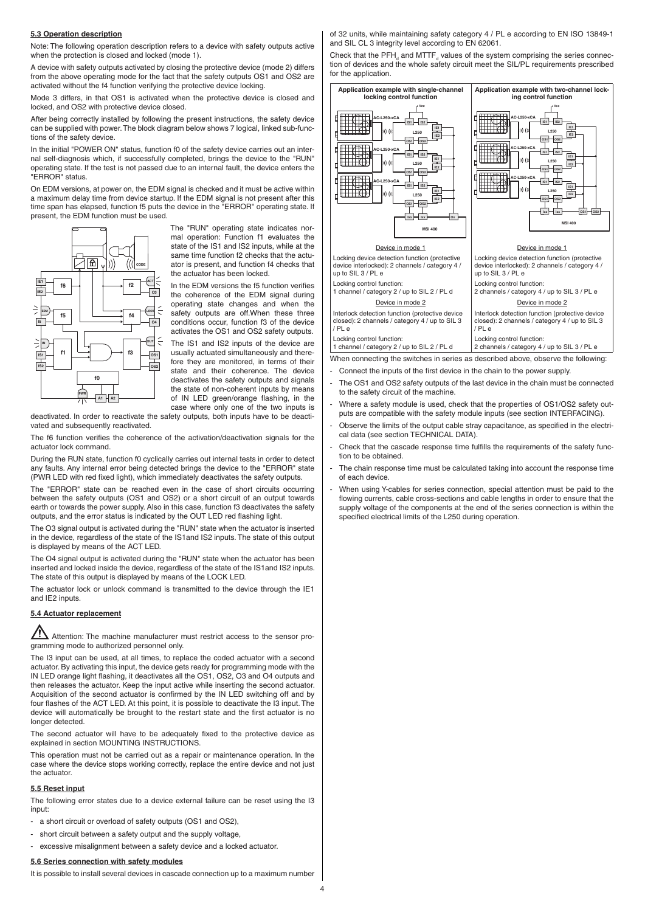### 5.3 Operation description

Note: The following operation description refers to a device with safety outputs active when the protection is closed and locked (mode 1).

A device with safety outputs activated by closing the protective device (mode 2) differs from the above operating mode for the fact that the safety outputs OS1 and OS2 are activated without the f4 function verifying the protective device locking.

Mode 3 differs, in that OS1 is activated when the protective device is closed and locked, and OS2 with protective device closed.

After being correctly installed by following the present instructions, the safety device can be supplied with power. The block diagram below shows 7 logical, linked sub-functions of the safety device.

In the initial "POWER ON" status, function f0 of the safety device carries out an internal self-diagnosis which, if successfully completed, brings the device to the "RUN" operating state. If the test is not passed due to an internal fault, the device enters the "ERROR" status.

On EDM versions, at power on, the EDM signal is checked and it must be active within a maximum delay time from device startup. If the EDM signal is not present after this time span has elapsed, function f5 puts the device in the "ERROR" operating state. If present, the EDM function must be used.

The "RUN" operating state indicates normal operation: Function f1 evaluates the state of the IS1 and IS2 inputs, while at the same time function f2 checks that the actuator is present, and function f4 checks that the actuator has been locked.

In the EDM versions the f5 function verifies the coherence of the EDM signal during operating state changes and when the safety outputs are off.When these three conditions occur, function f3 of the device activates the OS1 and OS2 safety outputs.

The IS1 and IS2 inputs of the device are usually actuated simultaneously and therefore they are monitored, in terms of their state and their coherence. The device deactivates the safety outputs and signals the state of non-coherent inputs by means of IN LED green/orange flashing, in the case where only one of the two inputs is deactivated. In order to reactivate the safety outputs, both inputs have to be deactivated and subsequently reactivated.

The f6 function verifies the coherence of the activation/deactivation signals for the actuator lock command.

During the RUN state, function f0 cyclically carries out internal tests in order to detect any faults. Any internal error being detected brings the device to the "ERROR" state (PWR LED with red fixed light), which immediately deactivates the safety outputs.

The "ERROR" state can be reached even in the case of short circuits occurring between the safety outputs (OS1 and OS2) or a short circuit of an output towards earth or towards the power supply. Also in this case, function f3 deactivates the safety outputs, and the error status is indicated by the OUT LED red flashing light.

The O3 signal output is activated during the "RUN" state when the actuator is inserted in the device, regardless of the state of the IS1and IS2 inputs. The state of this output is displayed by means of the ACT LED.

The O4 signal output is activated during the "RUN" state when the actuator has been inserted and locked inside the device, regardless of the state of the IS1and IS2 inputs. The state of this output is displayed by means of the LOCK LED.

The actuator lock or unlock command is transmitted to the device through the IE1 and IE2 inputs.

### 5.4 Actuator replacement

⚠ Attention: The machine manufacturer must restrict access to the sensor programming mode to authorized personnel only.

The I3 input can be used, at all times, to replace the coded actuator with a second actuator. By activating this input, the device gets ready for programming mode with the IN LED orange light flashing, it deactivates all the OS1, OS2, O3 and O4 outputs and then releases the actuator. Keep the input active while inserting the second actuator. Acquisition of the second actuator is confirmed by the IN LED switching off and by four flashes of the ACT LED. At this point, it is possible to deactivate the I3 input. The device will automatically be brought to the restart state and the first actuator is no longer detected.

The second actuator will have to be adequately fixed to the protective device as explained in section MOUNTING INSTRUCTIONS.

This operation must not be carried out as a repair or maintenance operation. In the case where the device stops working correctly, replace the entire device and not just the actuator.

### 5.5 Reset input

The following error states due to a device external failure can be reset using the I3 input:

- a short circuit or overload of safety outputs (OS1 and OS2),
- short circuit between a safety output and the supply voltage,
- excessive misalignment between a safety device and a locked actuator.

### 5.6 Series connection with safety modules

It is possible to install several devices in cascade connection up to a maximum number of 32 units, while maintaining safety category 4 / PL e according to EN ISO 13849-1 and SIL CL 3 integrity level according to EN 62061.

Check that the $PFH_d$ and $MTTF_d$ values of the system comprising the series connection of devices and the whole safety circuit meet the SIL/PL requirements prescribed for the application.

| Application example with single-channel locking control function | Application example with two-channel locking control function |
|---|---|
| Device in mode 1 | Device in mode 1 |
| Locking device detection function (protective device interlocked): 2 channels / category 4 / up to SIL 3 / PL e | Locking device detection function (protective device interlocked): 2 channels / category 4 / up to SIL 3 / PL e |
| Locking control function: 1 channel / category 2 / up to SIL 2 / PL d | Locking control function: 2 channels / category 4 / up to SIL 3 / PL e |
| Device in mode 2 | Device in mode 2 |
| Interlock detection function (protective device closed): 2 channels / category 4 / up to SIL 3 / PL e | Interlock detection function (protective device closed): 2 channels / category 4 / up to SIL 3 / PL e |
| Locking control function: 1 channel / category 2 / up to SIL 2 / PL d | Locking control function: 2 channels / category 4 / up to SIL 3 / PL e |

When connecting the switches in series as described above, observe the following:

- Connect the inputs of the first device in the chain to the power supply.
- The OS1 and OS2 safety outputs of the last device in the chain must be connected to the safety circuit of the machine.
- Where a safety module is used, check that the properties of OS1/OS2 safety outputs are compatible with the safety module inputs (see section INTERFACING).
- Observe the limits of the output cable stray capacitance, as specified in the electrical data (see section TECHNICAL DATA).
- Check that the cascade response time fulfills the requirements of the safety function to be obtained.
- The chain response time must be calculated taking into account the response time of each device.
- When using Y-cables for series connection, special attention must be paid to the flowing currents, cable cross-sections and cable lengths in order to ensure that the supply voltage of the components at the end of the series connection is within the specified electrical limits of the L250 during operation.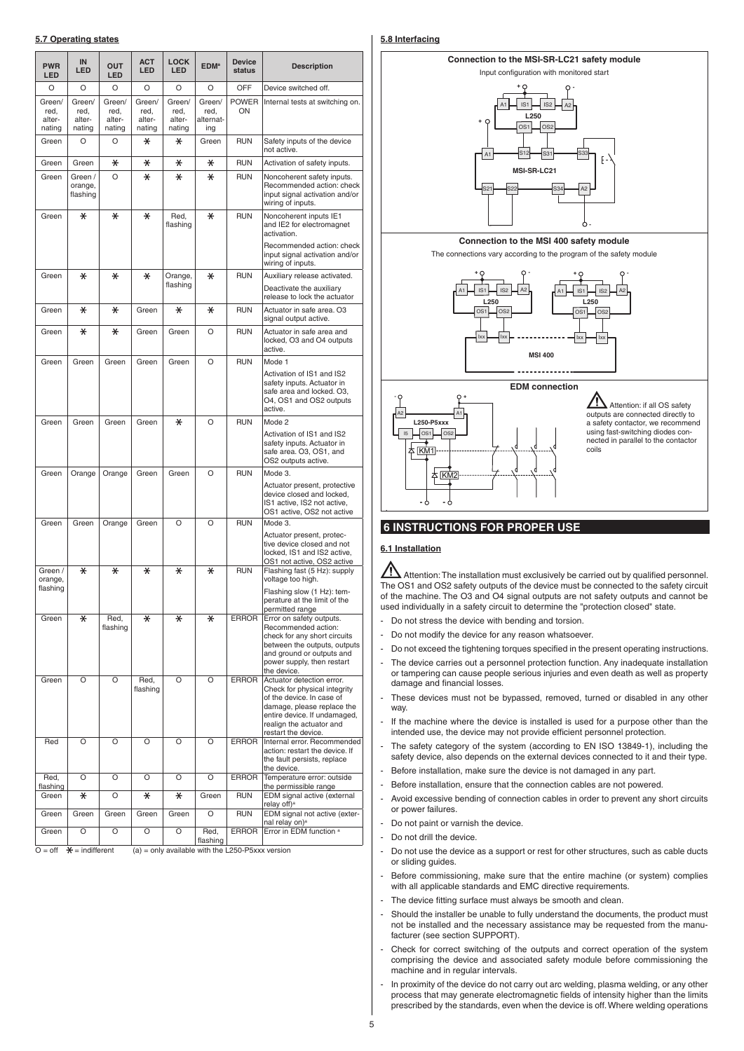### 5.7 Operating states

| PWR LED | IN LED | OUT LED | ACT LED | LOCK LED | EDM[a] | Device status | Description |
|---|---|---|---|---|---|---|---|
| O | O | O | O | O | O | OFF | Device switched off. |
| Green/ red, alter-nating | Green/ red, alter-nating | Green/ red, alter-nating | Green/ red, alter-nating | Green/ red, alter-nating | Green/ red, alternat-ing | POWER ON | Internal tests at switching on. |
| Green | O | O | ✱ | ✱ | Green | RUN | Safety inputs of the device not active. |
| Green | Green | ✱ | ✱ | ✱ | ✱ | RUN | Activation of safety inputs. |
| Green | Green / orange, flashing | O | ✱ | ✱ | ✱ | RUN | Noncoherent safety inputs. Recommended action: check input signal activation and/or wiring of inputs. |
| Green | ✱ | ✱ | ✱ | Red, flashing | ✱ | RUN | Noncoherent inputs IE1 and IE2 for electromagnet activation. Recommended action: check input signal activation and/or wiring of inputs. |
| Green | ✱ | ✱ | ✱ | Orange, flashing | ✱ | RUN | Auxiliary release activated. Deactivate the auxiliary release to lock the actuator |
| Green | ✱ | ✱ | Green | ✱ | ✱ | RUN | Actuator in safe area. O3 signal output active. |
| Green | ✱ | ✱ | Green | Green | O | RUN | Actuator in safe area and locked, O3 and O4 outputs active. |
| Green | Green | Green | Green | Green | O | RUN | Mode 1 Activation of IS1 and IS2 safety inputs. Actuator in safe area and locked. O3, O4, OS1 and OS2 outputs active. |
| Green | Green | Green | Green | ✱ | O | RUN | Mode 2 Activation of IS1 and IS2 safety inputs. Actuator in safe area. O3, OS1, and OS2 outputs active. |
| Green | Orange | Orange | Green | Green | O | RUN | Mode 3. Actuator present, protective device closed and locked, IS1 active, IS2 not active, OS1 active, OS2 not active |
| Green | Green | Orange | Green | O | O | RUN | Mode 3. Actuator present, protective device closed and not locked, IS1 and IS2 active, OS1 not active, OS2 active |
| Green / orange, flashing | ✱ | ✱ | ✱ | ✱ | ✱ | RUN | Flashing fast (5 Hz): supply voltage too high. Flashing slow (1 Hz): temperature at the limit of the permitted range |
| Green | ✱ | Red, flashing | ✱ | ✱ | ✱ | ERROR | Error on safety outputs. Recommended action: check for any short circuits between the outputs, outputs and ground or outputs and power supply, then restart the device. |
| Green | O | O | Red, flashing | O | O | ERROR | Actuator detection error. Check for physical integrity of the device. In case of damage, please replace the entire device. If undamaged, realign the actuator and restart the device. |
| Red | O | O | O | O | O | ERROR | Internal error. Recommended action: restart the device. If the fault persists, replace the device. |
| Red, flashing | O | O | O | O | O | ERROR | Temperature error: outside the permissible range |
| Green | ✱ | O | ✱ | ✱ | Green | RUN | EDM signal active (external relay off)[a] |
| Green | Green | Green | Green | Green | O | RUN | EDM signal not active (external relay on)[a] |
| Green | O | O | O | O | Red, flashing | ERROR | Error in EDM function [a] |

O = off ✱ = indifferent (a) = only available with the L250-P5xxx version

### 5.8 Interfacing

**Connection to the MSI-SR-LC21 safety module**

Input configuration with monitored start

**Connection to the MSI 400 safety module**

The connections vary according to the program of the safety module

**EDM connection**

Attention: if all OS safety outputs are connected directly to a safety contactor, we recommend using fast-switching diodes connected in parallel to the contactor coils

## 6 INSTRUCTIONS FOR PROPER USE

### 6.1 Installation

Attention: The installation must exclusively be carried out by qualified personnel. The OS1 and OS2 safety outputs of the device must be connected to the safety circuit of the machine. The O3 and O4 signal outputs are not safety outputs and cannot be used individually in a safety circuit to determine the "protection closed" state.

- Do not stress the device with bending and torsion.
- Do not modify the device for any reason whatsoever.
- Do not exceed the tightening torques specified in the present operating instructions.
- The device carries out a personnel protection function. Any inadequate installation or tampering can cause people serious injuries and even death as well as property damage and financial losses.
- These devices must not be bypassed, removed, turned or disabled in any other way.
- If the machine where the device is installed is used for a purpose other than the intended use, the device may not provide efficient personnel protection.
- The safety category of the system (according to EN ISO 13849-1), including the safety device, also depends on the external devices connected to it and their type.
- Before installation, make sure the device is not damaged in any part.
- Before installation, ensure that the connection cables are not powered.
- Avoid excessive bending of connection cables in order to prevent any short circuits or power failures.
- Do not paint or varnish the device.
- Do not drill the device.
- Do not use the device as a support or rest for other structures, such as cable ducts or sliding guides.
- Before commissioning, make sure that the entire machine (or system) complies with all applicable standards and EMC directive requirements.
- The device fitting surface must always be smooth and clean.
- Should the installer be unable to fully understand the documents, the product must not be installed and the necessary assistance may be requested from the manufacturer (see section SUPPORT).
- Check for correct switching of the outputs and correct operation of the system comprising the device and associated safety module before commissioning the machine and in regular intervals.
- In proximity of the device do not carry out arc welding, plasma welding, or any other process that may generate electromagnetic fields of intensity higher than the limits prescribed by the standards, even when the device is off. Where welding operations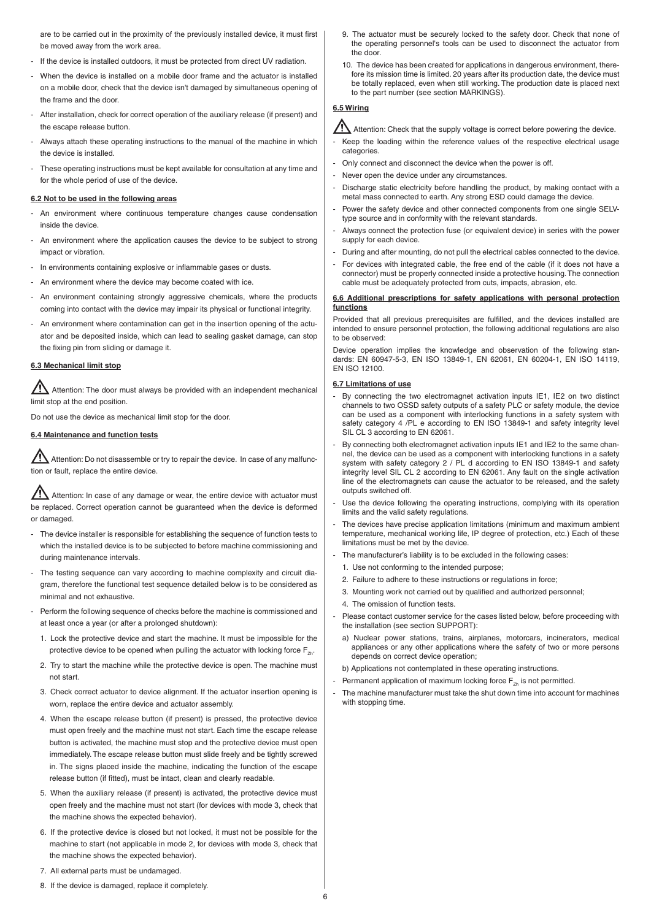are to be carried out in the proximity of the previously installed device, it must first be moved away from the work area.

- If the device is installed outdoors, it must be protected from direct UV radiation.
- When the device is installed on a mobile door frame and the actuator is installed on a mobile door, check that the device isn't damaged by simultaneous opening of the frame and the door.
- After installation, check for correct operation of the auxiliary release (if present) and the escape release button.
- Always attach these operating instructions to the manual of the machine in which the device is installed.
- These operating instructions must be kept available for consultation at any time and for the whole period of use of the device.

### 6.2 Not to be used in the following areas

- An environment where continuous temperature changes cause condensation inside the device.
- An environment where the application causes the device to be subject to strong impact or vibration.
- In environments containing explosive or inflammable gases or dusts.
- An environment where the device may become coated with ice.
- An environment containing strongly aggressive chemicals, where the products coming into contact with the device may impair its physical or functional integrity.
- An environment where contamination can get in the insertion opening of the actuator and be deposited inside, which can lead to sealing gasket damage, can stop the fixing pin from sliding or damage it.

### 6.3 Mechanical limit stop

⚠ Attention: The door must always be provided with an independent mechanical limit stop at the end position.

Do not use the device as mechanical limit stop for the door.

### 6.4 Maintenance and function tests

⚠ Attention: Do not disassemble or try to repair the device. In case of any malfunction or fault, replace the entire device.

⚠ Attention: In case of any damage or wear, the entire device with actuator must be replaced. Correct operation cannot be guaranteed when the device is deformed or damaged.

- The device installer is responsible for establishing the sequence of function tests to which the installed device is to be subjected to before machine commissioning and during maintenance intervals.
- The testing sequence can vary according to machine complexity and circuit diagram, therefore the functional test sequence detailed below is to be considered as minimal and not exhaustive.
- Perform the following sequence of checks before the machine is commissioned and at least once a year (or after a prolonged shutdown):
  1. Lock the protective device and start the machine. It must be impossible for the protective device to be opened when pulling the actuator with locking force $F_{Zh}$.
  2. Try to start the machine while the protective device is open. The machine must not start.
  3. Check correct actuator to device alignment. If the actuator insertion opening is worn, replace the entire device and actuator assembly.
  4. When the escape release button (if present) is pressed, the protective device must open freely and the machine must not start. Each time the escape release button is activated, the machine must stop and the protective device must open immediately. The escape release button must slide freely and be tightly screwed in. The signs placed inside the machine, indicating the function of the escape release button (if fitted), must be intact, clean and clearly readable.
  5. When the auxiliary release (if present) is activated, the protective device must open freely and the machine must not start (for devices with mode 3, check that the machine shows the expected behavior).
  6. If the protective device is closed but not locked, it must not be possible for the machine to start (not applicable in mode 2, for devices with mode 3, check that the machine shows the expected behavior).
  7. All external parts must be undamaged.
  8. If the device is damaged, replace it completely.
  9. The actuator must be securely locked to the safety door. Check that none of the operating personnel's tools can be used to disconnect the actuator from the door.
  10. The device has been created for applications in dangerous environment, therefore its mission time is limited. 20 years after its production date, the device must be totally replaced, even when still working. The production date is placed next to the part number (see section MARKINGS).

### 6.5 Wiring

⚠ Attention: Check that the supply voltage is correct before powering the device.

- Keep the loading within the reference values of the respective electrical usage categories.
- Only connect and disconnect the device when the power is off.
- Never open the device under any circumstances.
- Discharge static electricity before handling the product, by making contact with a metal mass connected to earth. Any strong ESD could damage the device.
- Power the safety device and other connected components from one single SELV-type source and in conformity with the relevant standards.
- Always connect the protection fuse (or equivalent device) in series with the power supply for each device.
- During and after mounting, do not pull the electrical cables connected to the device.
- For devices with integrated cable, the free end of the cable (if it does not have a connector) must be properly connected inside a protective housing. The connection cable must be adequately protected from cuts, impacts, abrasion, etc.

### 6.6 Additional prescriptions for safety applications with personal protection functions

Provided that all previous prerequisites are fulfilled, and the devices installed are intended to ensure personnel protection, the following additional regulations are also to be observed:

Device operation implies the knowledge and observation of the following standards: EN 60947-5-3, EN ISO 13849-1, EN 62061, EN 60204-1, EN ISO 14119, EN ISO 12100.

### 6.7 Limitations of use

- By connecting the two electromagnet activation inputs IE1, IE2 on two distinct channels to two OSSD safety outputs of a safety PLC or safety module, the device can be used as a component with interlocking functions in a safety system with safety category 4 /PL e according to EN ISO 13849-1 and safety integrity level SIL CL 3 according to EN 62061.
- By connecting both electromagnet activation inputs IE1 and IE2 to the same channel, the device can be used as a component with interlocking functions in a safety system with safety category 2 / PL d according to EN ISO 13849-1 and safety integrity level SIL CL 2 according to EN 62061. Any fault on the single activation line of the electromagnets can cause the actuator to be released, and the safety outputs switched off.
- Use the device following the operating instructions, complying with its operation limits and the valid safety regulations.
- The devices have precise application limitations (minimum and maximum ambient temperature, mechanical working life, IP degree of protection, etc.) Each of these limitations must be met by the device.
- The manufacturer's liability is to be excluded in the following cases:
  1. Use not conforming to the intended purpose;
  2. Failure to adhere to these instructions or regulations in force;
  3. Mounting work not carried out by qualified and authorized personnel;
  4. The omission of function tests.
- Please contact customer service for the cases listed below, before proceeding with the installation (see section SUPPORT):
  a) Nuclear power stations, trains, airplanes, motorcars, incinerators, medical appliances or any other applications where the safety of two or more persons depends on correct device operation;
  
  b) Applications not contemplated in these operating instructions.
- Permanent application of maximum locking force $F_{Zh}$ is not permitted.
- The machine manufacturer must take the shut down time into account for machines with stopping time.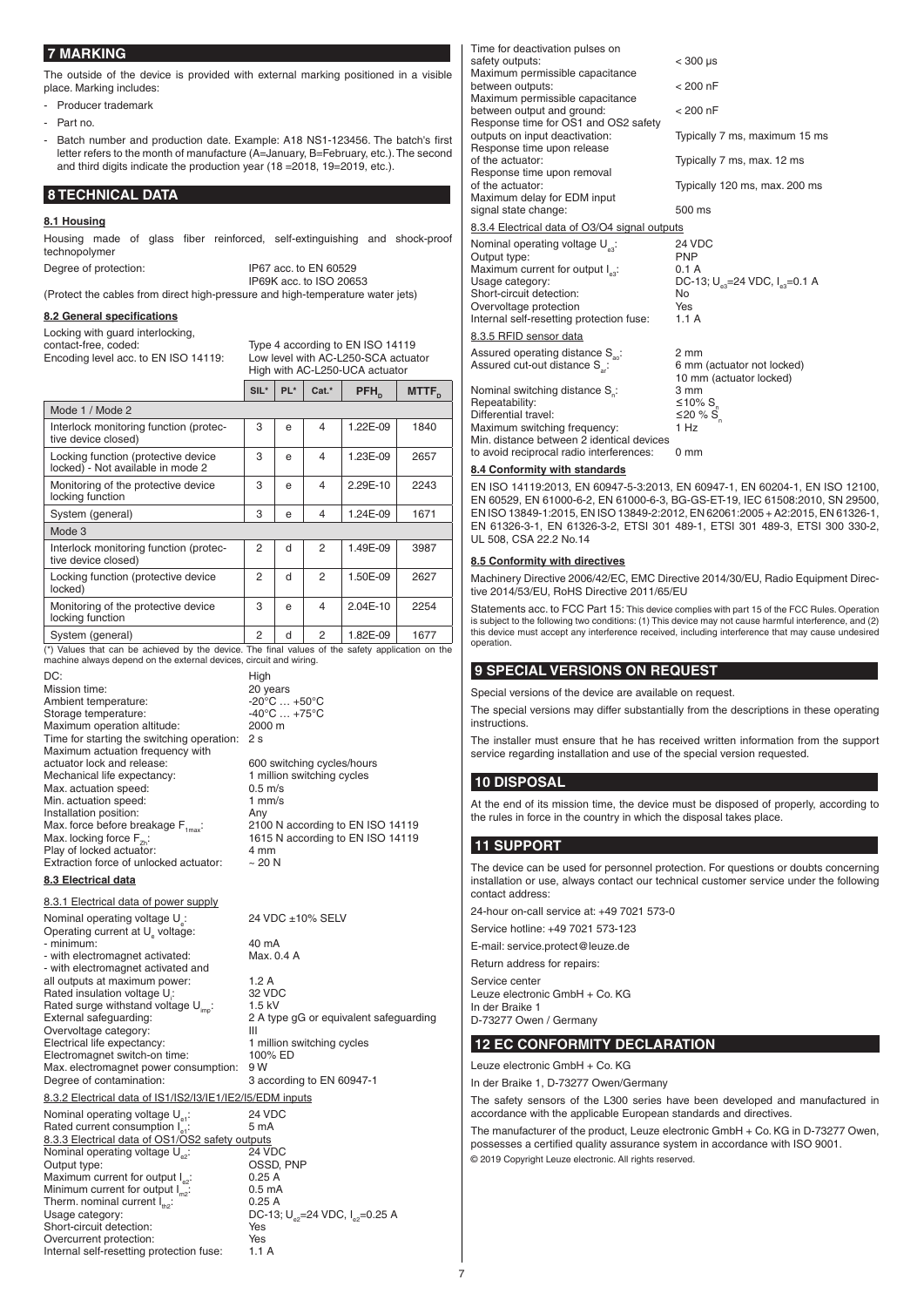## 7 MARKING

The outside of the device is provided with external marking positioned in a visible place. Marking includes:

- Producer trademark
- Part no.
- Batch number and production date. Example: A18 NS1-123456. The batch's first letter refers to the month of manufacture (A=January, B=February, etc.). The second and third digits indicate the production year (18 =2018, 19=2019, etc.).

## 8 TECHNICAL DATA

### 8.1 Housing

Housing made of glass fiber reinforced, self-extinguishing and shock-proof technopolymer

| | |
|---|---|
| Degree of protection: | IP67 acc. to EN 60529<br>IP69K acc. to ISO 20653 |

(Protect the cables from direct high-pressure and high-temperature water jets)

### 8.2 General specifications

| | |
|---|---|
| Locking with guard interlocking, contact-free, coded: | Type 4 according to EN ISO 14119 |
| Encoding level acc. to EN ISO 14119: | Low level with AC-L250-SCA actuator<br>High with AC-L250-UCA actuator |

| | SIL* | PL* | Cat.* | $PFH_D$ | $MTTF_D$ |
|---|---|---|---|---|---|
| Mode 1 / Mode 2 | | | | | |
| Interlock monitoring function (protective device closed) | 3 | e | 4 | 1.22E-09 | 1840 |
| Locking function (protective device locked) - Not available in mode 2 | 3 | e | 4 | 1.23E-09 | 2657 |
| Monitoring of the protective device locking function | 3 | e | 4 | 2.29E-10 | 2243 |
| System (general) | 3 | e | 4 | 1.24E-09 | 1671 |
| Mode 3 | | | | | |
| Interlock monitoring function (protective device closed) | 2 | d | 2 | 1.49E-09 | 3987 |
| Locking function (protective device locked) | 2 | d | 2 | 1.50E-09 | 2627 |
| Monitoring of the protective device locking function | 3 | e | 4 | 2.04E-10 | 2254 |
| System (general) | 2 | d | 2 | 1.82E-09 | 1677 |

(*) Values that can be achieved by the device. The final values of the safety application on the machine always depend on the external devices, circuit and wiring.

| | |
|---|---|
| DC: | High |
| Mission time: | 20 years |
| Ambient temperature: | -20°C … +50°C |
| Storage temperature: | -40°C … +75°C |
| Maximum operation altitude: | 2000 m |
| Time for starting the switching operation: | 2 s |
| Maximum actuation frequency with actuator lock and release: | 600 switching cycles/hours |
| Mechanical life expectancy: | 1 million switching cycles |
| Max. actuation speed: | 0.5 m/s |
| Min. actuation speed: | 1 mm/s |
| Installation position: | Any |
| Max. force before breakage $F_{1max}$: | 2100 N according to EN ISO 14119 |
| Max. locking force $F_{Zh}$: | 1615 N according to EN ISO 14119 |
| Play of locked actuator: | 4 mm |
| Extraction force of unlocked actuator: | ~ 20 N |

### 8.3 Electrical data

#### 8.3.1 Electrical data of power supply

| | |
|---|---|
| Nominal operating voltage $U_e$: | 24 VDC ±10% SELV |
| Operating current at $U_e$ voltage: | |
| - minimum: | 40 mA |
| - with electromagnet activated: | Max. 0.4 A |
| - with electromagnet activated and all outputs at maximum power: | 1.2 A |
| Rated insulation voltage $U_i$: | 32 VDC |
| Rated surge withstand voltage $U_{imp}$: | 1.5 kV |
| External safeguarding: | 2 A type gG or equivalent safeguarding |
| Overvoltage category: | III |
| Electrical life expectancy: | 1 million switching cycles |
| Electromagnet switch-on time: | 100% ED |
| Max. electromagnet power consumption: | 9 W |
| Degree of contamination: | 3 according to EN 60947-1 |

#### 8.3.2 Electrical data of IS1/IS2/I3/IE1/IE2/I5/EDM inputs

| | |
|---|---|
| Nominal operating voltage $U_{e1}$: | 24 VDC |
| Rated current consumption $I_{e1}$: | 5 mA |

#### 8.3.3 Electrical data of OS1/OS2 safety outputs

| | |
|---|---|
| Nominal operating voltage $U_{e2}$: | 24 VDC |
| Output type: | OSSD, PNP |
| Maximum current for output $I_{e2}$: | 0.25 A |
| Minimum current for output $I_{m2}$: | 0.5 mA |
| Therm. nominal current $I_{th2}$: | 0.25 A |
| Usage category: | DC-13; $U_{e2}$=24 VDC, $I_{e2}$=0.25 A |
| Short-circuit detection: | Yes |
| Overcurrent protection: | Yes |
| Internal self-resetting protection fuse: | 1.1 A |
| Time for deactivation pulses on safety outputs: | < 300 µs |
| Maximum permissible capacitance between outputs: | < 200 nF |
| Maximum permissible capacitance between output and ground: | < 200 nF |
| Response time for OS1 and OS2 safety outputs on input deactivation: | Typically 7 ms, maximum 15 ms |
| Response time upon release of the actuator: | Typically 7 ms, max. 12 ms |
| Response time upon removal of the actuator: | Typically 120 ms, max. 200 ms |
| Maximum delay for EDM input signal state change: | 500 ms |

#### 8.3.4 Electrical data of O3/O4 signal outputs

| | |
|---|---|
| Nominal operating voltage $U_{e3}$: | 24 VDC |
| Output type: | PNP |
| Maximum current for output $I_{e3}$: | 0.1 A |
| Usage category: | DC-13; $U_{e3}$=24 VDC, $I_{e3}$=0.1 A |
| Short-circuit detection: | No |
| Overvoltage protection | Yes |
| Internal self-resetting protection fuse: | 1.1 A |

#### 8.3.5 RFID sensor data

| | |
|---|---|
| Assured operating distance $S_{ao}$: | 2 mm |
| Assured cut-out distance $S_{ar}$: | 6 mm (actuator not locked)<br>10 mm (actuator locked) |
| Nominal switching distance $S_n$: | 3 mm |
| Repeatability: | ≤10% $S_n$ |
| Differential travel: | ≤20 % $S_n$ |
| Maximum switching frequency: | 1 Hz |
| Min. distance between 2 identical devices to avoid reciprocal radio interferences: | 0 mm |

### 8.4 Conformity with standards

EN ISO 14119:2013, EN 60947-5-3:2013, EN 60947-1, EN 60204-1, EN ISO 12100, EN 60529, EN 61000-6-2, EN 61000-6-3, BG-GS-ET-19, IEC 61508:2010, SN 29500, EN ISO 13849-1:2015, EN ISO 13849-2:2012, EN 62061:2005 + A2:2015, EN 61326-1, EN 61326-3-1, EN 61326-3-2, ETSI 301 489-1, ETSI 301 489-3, ETSI 300 330-2, UL 508, CSA 22.2 No.14

### 8.5 Conformity with directives

Machinery Directive 2006/42/EC, EMC Directive 2014/30/EU, Radio Equipment Directive 2014/53/EU, RoHS Directive 2011/65/EU

Statements acc. to FCC Part 15: This device complies with part 15 of the FCC Rules. Operation is subject to the following two conditions: (1) This device may not cause harmful interference, and (2) this device must accept any interference received, including interference that may cause undesired operation.

## 9 SPECIAL VERSIONS ON REQUEST

Special versions of the device are available on request.

The special versions may differ substantially from the descriptions in these operating instructions.

The installer must ensure that he has received written information from the support service regarding installation and use of the special version requested.

## 10 DISPOSAL

At the end of its mission time, the device must be disposed of properly, according to the rules in force in the country in which the disposal takes place.

## 11 SUPPORT

The device can be used for personnel protection. For questions or doubts concerning installation or use, always contact our technical customer service under the following contact address:

24-hour on-call service at: +49 7021 573-0

Service hotline: +49 7021 573-123

E-mail: service.protect@leuze.de

Return address for repairs:

Service center
Leuze electronic GmbH + Co. KG
In der Braike 1
D-73277 Owen / Germany

## 12 EC CONFORMITY DECLARATION

Leuze electronic GmbH + Co. KG

In der Braike 1, D-73277 Owen/Germany

The safety sensors of the L300 series have been developed and manufactured in accordance with the applicable European standards and directives.

The manufacturer of the product, Leuze electronic GmbH + Co. KG in D-73277 Owen, possesses a certified quality assurance system in accordance with ISO 9001.

© 2019 Copyright Leuze electronic. All rights reserved.